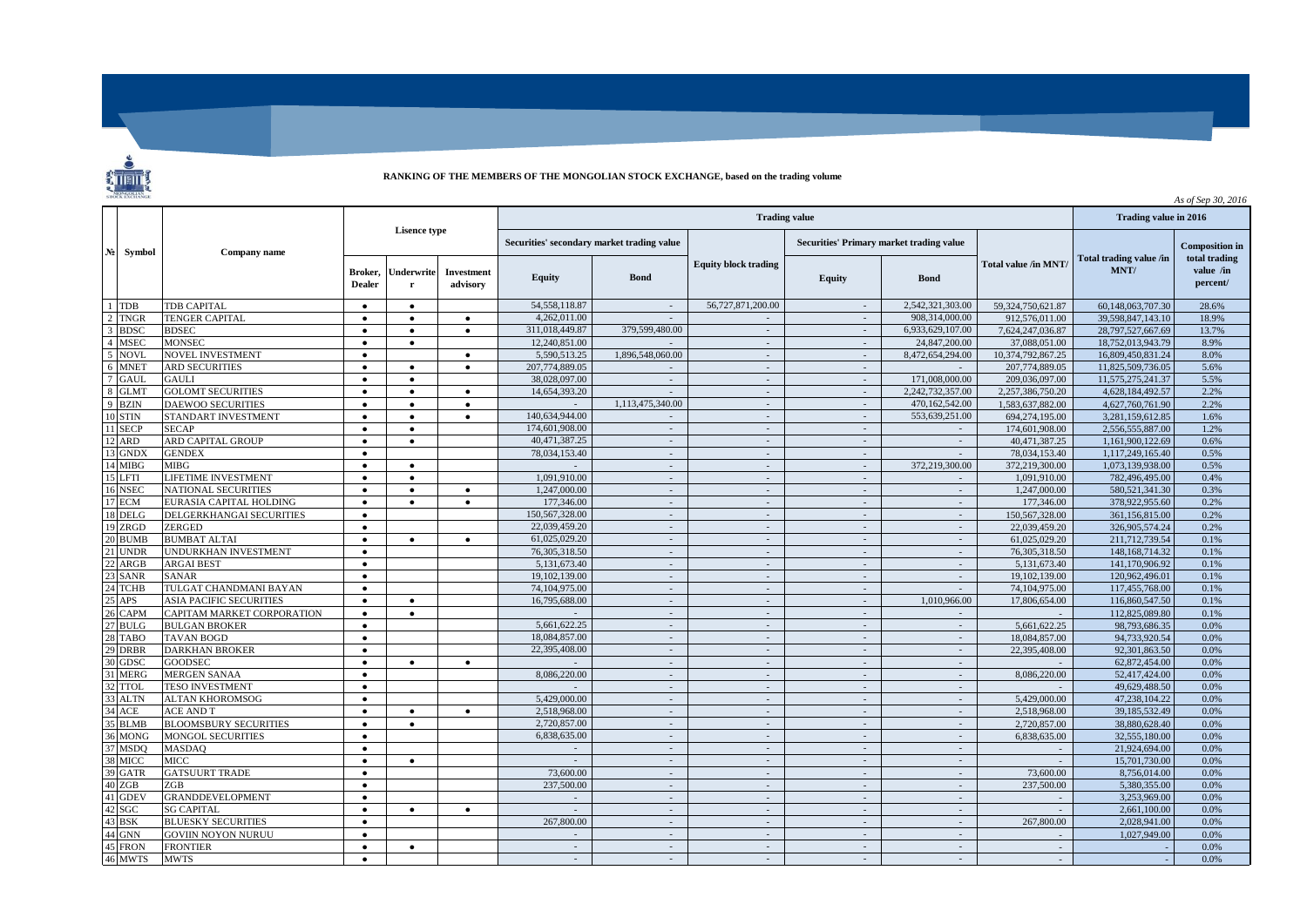**RANKING OF THE MEMBERS OF THE MONGOLIAN STOCK EXCHANGE, based on the trading volume**

*As of Sep 30, 2016*

| № | Symbol | Company name | Lisence type | | | Trading value | | | | | | Trading value in 2016 | |
|---|---|---|---|---|---|---|---|---|---|---|---|---|---|
| | | | | | | Securities' secondary market trading value | | Equity block trading | Securities' Primary market trading value | | Total value /in MNT/ | Total trading value /in MNT/ | Composition in total trading value /in percent/ |
| | | | Broker, Dealer | Underwriter | Investment advisory | Equity | Bond | | Equity | Bond | | | |
| 1 | TDB | TDB CAPITAL | ● | ● | | 54,558,118.87 | - | 56,727,871,200.00 | - | 2,542,321,303.00 | 59,324,750,621.87 | 60,148,063,707.30 | 28.6% |
| 2 | TNGR | TENGER CAPITAL | ● | ● | ● | 4,262,011.00 | - | - | - | 908,314,000.00 | 912,576,011.00 | 39,598,847,143.10 | 18.9% |
| 3 | BDSC | BDSEC | ● | ● | ● | 311,018,449.87 | 379,599,480.00 | - | - | 6,933,629,107.00 | 7,624,247,036.87 | 28,797,527,667.69 | 13.7% |
| 4 | MSEC | MONSEC | ● | ● | | 12,240,851.00 | - | - | - | 24,847,200.00 | 37,088,051.00 | 18,752,013,943.79 | 8.9% |
| 5 | NOVL | NOVEL INVESTMENT | ● | | ● | 5,590,513.25 | 1,896,548,060.00 | - | - | 8,472,654,294.00 | 10,374,792,867.25 | 16,809,450,831.24 | 8.0% |
| 6 | MNET | ARD SECURITIES | ● | ● | ● | 207,774,889.05 | - | - | - | - | 207,774,889.05 | 11,825,509,736.05 | 5.6% |
| 7 | GAUL | GAULI | ● | ● | | 38,028,097.00 | - | - | - | 171,008,000.00 | 209,036,097.00 | 11,575,275,241.37 | 5.5% |
| 8 | GLMT | GOLOMT SECURITIES | ● | ● | ● | 14,654,393.20 | - | - | - | 2,242,732,357.00 | 2,257,386,750.20 | 4,628,184,492.57 | 2.2% |
| 9 | BZIN | DAEWOO SECURITIES | ● | ● | ● | - | 1,113,475,340.00 | - | - | 470,162,542.00 | 1,583,637,882.00 | 4,627,760,761.90 | 2.2% |
| 10 | STIN | STANDART INVESTMENT | ● | ● | ● | 140,634,944.00 | - | - | - | 553,639,251.00 | 694,274,195.00 | 3,281,159,612.85 | 1.6% |
| 11 | SECP | SECAP | ● | ● | | 174,601,908.00 | - | - | - | - | 174,601,908.00 | 2,556,555,887.00 | 1.2% |
| 12 | ARD | ARD CAPITAL GROUP | ● | ● | | 40,471,387.25 | - | - | - | - | 40,471,387.25 | 1,161,900,122.69 | 0.6% |
| 13 | GNDX | GENDEX | ● | | | 78,034,153.40 | - | - | - | - | 78,034,153.40 | 1,117,249,165.40 | 0.5% |
| 14 | MIBG | MIBG | ● | ● | | - | - | - | - | 372,219,300.00 | 372,219,300.00 | 1,073,139,938.00 | 0.5% |
| 15 | LFTI | LIFETIME INVESTMENT | ● | ● | | 1,091,910.00 | - | - | - | - | 1,091,910.00 | 782,496,495.00 | 0.4% |
| 16 | NSEC | NATIONAL SECURITIES | ● | ● | ● | 1,247,000.00 | - | - | - | - | 1,247,000.00 | 580,521,341.30 | 0.3% |
| 17 | ECM | EURASIA CAPITAL HOLDING | ● | ● | ● | 177,346.00 | - | - | - | - | 177,346.00 | 378,922,955.60 | 0.2% |
| 18 | DELG | DELGERKHANGAI SECURITIES | ● | | | 150,567,328.00 | - | - | - | - | 150,567,328.00 | 361,156,815.00 | 0.2% |
| 19 | ZRGD | ZERGED | ● | | | 22,039,459.20 | - | - | - | - | 22,039,459.20 | 326,905,574.24 | 0.2% |
| 20 | BUMB | BUMBAT ALTAI | ● | ● | ● | 61,025,029.20 | - | - | - | - | 61,025,029.20 | 211,712,739.54 | 0.1% |
| 21 | UNDR | UNDURKHAN INVESTMENT | ● | | | 76,305,318.50 | - | - | - | - | 76,305,318.50 | 148,168,714.32 | 0.1% |
| 22 | ARGB | ARGAI BEST | ● | | | 5,131,673.40 | - | - | - | - | 5,131,673.40 | 141,170,906.92 | 0.1% |
| 23 | SANR | SANAR | ● | | | 19,102,139.00 | - | - | - | - | 19,102,139.00 | 120,962,496.01 | 0.1% |
| 24 | TCHB | TULGAT CHANDMANI BAYAN | ● | | | 74,104,975.00 | - | - | - | - | 74,104,975.00 | 117,455,768.00 | 0.1% |
| 25 | APS | ASIA PACIFIC SECURITIES | ● | ● | | 16,795,688.00 | - | - | - | 1,010,966.00 | 17,806,654.00 | 116,860,547.50 | 0.1% |
| 26 | CAPM | CAPITAM MARKET CORPORATION | ● | ● | | - | - | - | - | - | - | 112,825,089.80 | 0.1% |
| 27 | BULG | BULGAN BROKER | ● | | | 5,661,622.25 | - | - | - | - | 5,661,622.25 | 98,793,686.35 | 0.0% |
| 28 | TABO | TAVAN BOGD | ● | | | 18,084,857.00 | - | - | - | - | 18,084,857.00 | 94,733,920.54 | 0.0% |
| 29 | DRBR | DARKHAN BROKER | ● | | | 22,395,408.00 | - | - | - | - | 22,395,408.00 | 92,301,863.50 | 0.0% |
| 30 | GDSC | GOODSEC | ● | ● | ● | - | - | - | - | - | - | 62,872,454.00 | 0.0% |
| 31 | MERG | MERGEN SANAA | ● | | | 8,086,220.00 | - | - | - | - | 8,086,220.00 | 52,417,424.00 | 0.0% |
| 32 | TTOL | TESO INVESTMENT | ● | | | - | - | - | - | - | - | 49,629,488.50 | 0.0% |
| 33 | ALTN | ALTAN KHOROMSOG | ● | | | 5,429,000.00 | - | - | - | - | 5,429,000.00 | 47,238,104.22 | 0.0% |
| 34 | ACE | ACE AND T | ● | ● | ● | 2,518,968.00 | - | - | - | - | 2,518,968.00 | 39,185,532.49 | 0.0% |
| 35 | BLMB | BLOOMSBURY SECURITIES | ● | ● | | 2,720,857.00 | - | - | - | - | 2,720,857.00 | 38,880,628.40 | 0.0% |
| 36 | MONG | MONGOL SECURITIES | ● | | | 6,838,635.00 | - | - | - | - | 6,838,635.00 | 32,555,180.00 | 0.0% |
| 37 | MSDQ | MASDAQ | ● | | | - | - | - | - | - | - | 21,924,694.00 | 0.0% |
| 38 | MICC | MICC | ● | ● | | - | - | - | - | - | - | 15,701,730.00 | 0.0% |
| 39 | GATR | GATSUURT TRADE | ● | | | 73,600.00 | - | - | - | - | 73,600.00 | 8,756,014.00 | 0.0% |
| 40 | ZGB | ZGB | ● | | | 237,500.00 | - | - | - | - | 237,500.00 | 5,380,355.00 | 0.0% |
| 41 | GDEV | GRANDDEVELOPMENT | ● | | | - | - | - | - | - | - | 3,253,969.00 | 0.0% |
| 42 | SGC | SG CAPITAL | ● | ● | ● | - | - | - | - | - | - | 2,661,100.00 | 0.0% |
| 43 | BSK | BLUESKY SECURITIES | ● | | | 267,800.00 | - | - | - | - | 267,800.00 | 2,028,941.00 | 0.0% |
| 44 | GNN | GOVIIN NOYON NURUU | ● | | | - | - | - | - | - | - | 1,027,949.00 | 0.0% |
| 45 | FRON | FRONTIER | ● | ● | | - | - | - | - | - | - | - | 0.0% |
| 46 | MWTS | MWTS | ● | | | - | - | - | - | - | - | - | 0.0% |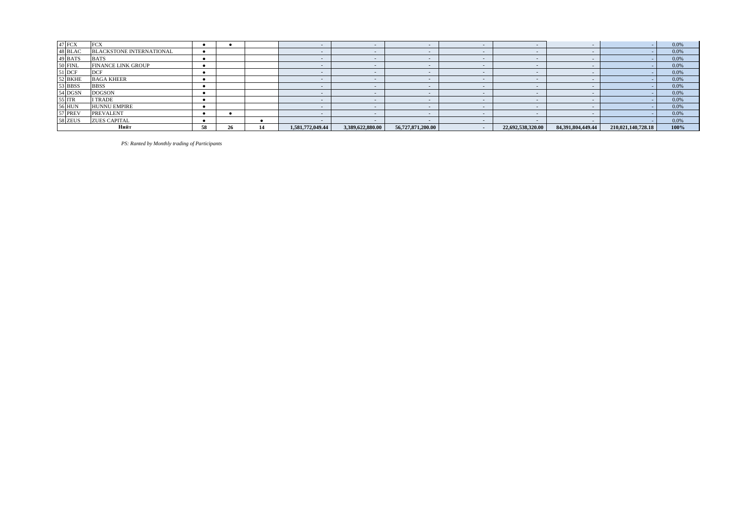| | | | | | | | | | | | | | | |
|---|---|---|---|---|---|---|---|---|---|---|---|---|---|---|
| 47 | FCX | FCX | ● | ● | | - | - | - | - | - | - | - | 0.0% |
| 48 | BLAC | BLACKSTONE INTERNATIONAL | ● | | | - | - | - | - | - | - | - | 0.0% |
| 49 | BATS | BATS | ● | | | - | - | - | - | - | - | - | 0.0% |
| 50 | FINL | FINANCE LINK GROUP | ● | | | - | - | - | - | - | - | - | 0.0% |
| 51 | DCF | DCF | ● | | | - | - | - | - | - | - | - | 0.0% |
| 52 | BKHE | BAGA KHEER | ● | | | - | - | - | - | - | - | - | 0.0% |
| 53 | BBSS | BBSS | ● | | | - | - | - | - | - | - | - | 0.0% |
| 54 | DGSN | DOGSON | ● | | | - | - | - | - | - | - | - | 0.0% |
| 55 | ITR | I TRADE | ● | | | - | - | - | - | - | - | - | 0.0% |
| 56 | HUN | HUNNU EMPIRE | ● | | | - | - | - | - | - | - | - | 0.0% |
| 57 | PREV | PREVALENT | ● | ● | | - | - | - | - | - | - | - | 0.0% |
| 58 | ZEUS | ZUES CAPITAL | ● | | ● | - | - | - | - | - | - | - | 0.0% |
| **Нийт** | | | **58** | **26** | **14** | **1,581,772,049.44** | **3,389,622,880.00** | **56,727,871,200.00** | **-** | **22,692,538,320.00** | **84,391,804,449.44** | **210,021,140,728.18** | **100%** |

*PS: Ranted by Monthly trading of Participants*